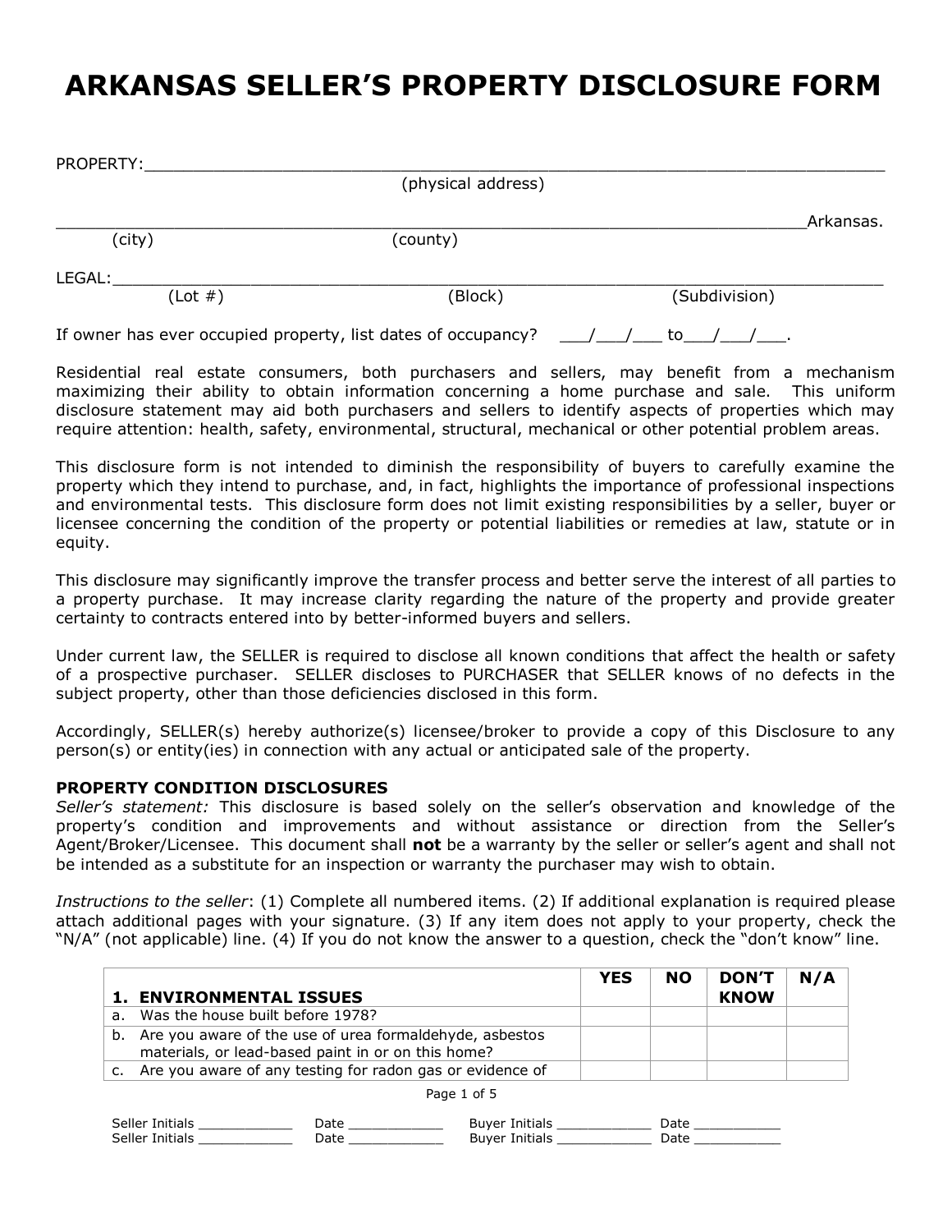# ARKANSAS SELLER'S PROPERTY DISCLOSURE FORM

PROPERTY:_______________________________________________________________________
(physical address)

___________________________________________________________________________Arkansas.
(city) (county)

LEGAL:_________________________________________________________________________
(Lot #) (Block) (Subdivision)

If owner has ever occupied property, list dates of occupancy? ___/___/___ to___/___/___.

Residential real estate consumers, both purchasers and sellers, may benefit from a mechanism maximizing their ability to obtain information concerning a home purchase and sale. This uniform disclosure statement may aid both purchasers and sellers to identify aspects of properties which may require attention: health, safety, environmental, structural, mechanical or other potential problem areas.

This disclosure form is not intended to diminish the responsibility of buyers to carefully examine the property which they intend to purchase, and, in fact, highlights the importance of professional inspections and environmental tests. This disclosure form does not limit existing responsibilities by a seller, buyer or licensee concerning the condition of the property or potential liabilities or remedies at law, statute or in equity.

This disclosure may significantly improve the transfer process and better serve the interest of all parties to a property purchase. It may increase clarity regarding the nature of the property and provide greater certainty to contracts entered into by better-informed buyers and sellers.

Under current law, the SELLER is required to disclose all known conditions that affect the health or safety of a prospective purchaser. SELLER discloses to PURCHASER that SELLER knows of no defects in the subject property, other than those deficiencies disclosed in this form.

Accordingly, SELLER(s) hereby authorize(s) licensee/broker to provide a copy of this Disclosure to any person(s) or entity(ies) in connection with any actual or anticipated sale of the property.

**PROPERTY CONDITION DISCLOSURES**

*Seller's statement:* This disclosure is based solely on the seller's observation and knowledge of the property's condition and improvements and without assistance or direction from the Seller's Agent/Broker/Licensee. This document shall **not** be a warranty by the seller or seller's agent and shall not be intended as a substitute for an inspection or warranty the purchaser may wish to obtain.

*Instructions to the seller*: (1) Complete all numbered items. (2) If additional explanation is required please attach additional pages with your signature. (3) If any item does not apply to your property, check the "N/A" (not applicable) line. (4) If you do not know the answer to a question, check the "don't know" line.

| **1. ENVIRONMENTAL ISSUES** | **YES** | **NO** | **DON'T KNOW** | **N/A** |
|---|---|---|---|---|
| a. Was the house built before 1978? | | | | |
| b. Are you aware of the use of urea formaldehyde, asbestos materials, or lead-based paint in or on this home? | | | | |
| c. Are you aware of any testing for radon gas or evidence of | | | | |

Seller Initials ____________ Date ____________ Buyer Initials ____________ Date ___________
Seller Initials ____________ Date ____________ Buyer Initials ____________ Date ___________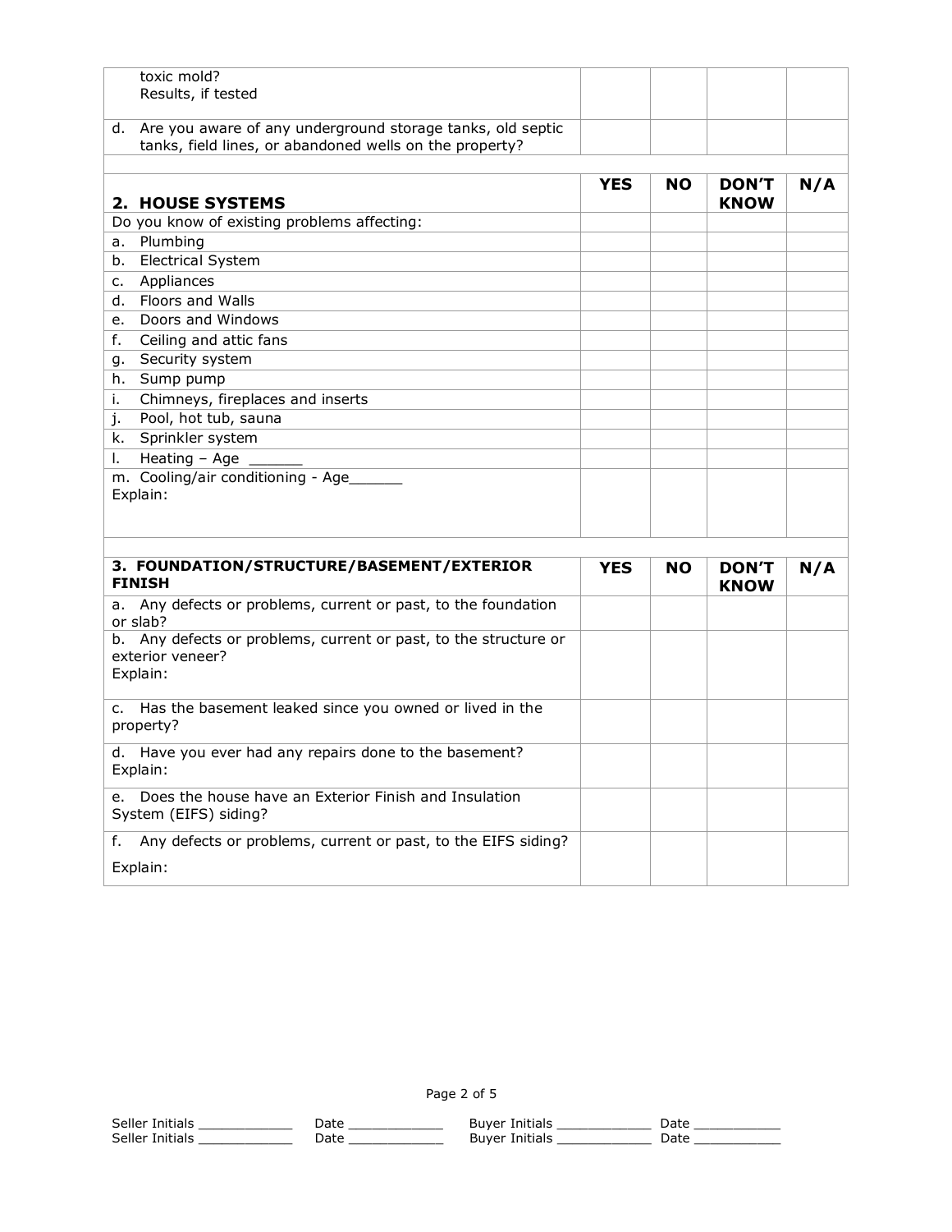| | | | | |
|---|---|---|---|---|
| toxic mold?<br>Results, if tested | | | | |
| d. Are you aware of any underground storage tanks, old septic tanks, field lines, or abandoned wells on the property? | | | | |

| **2. HOUSE SYSTEMS** | **YES** | **NO** | **DON'T KNOW** | **N/A** |
|---|---|---|---|---|
| Do you know of existing problems affecting: | | | | |
| a. Plumbing | | | | |
| b. Electrical System | | | | |
| c. Appliances | | | | |
| d. Floors and Walls | | | | |
| e. Doors and Windows | | | | |
| f. Ceiling and attic fans | | | | |
| g. Security system | | | | |
| h. Sump pump | | | | |
| i. Chimneys, fireplaces and inserts | | | | |
| j. Pool, hot tub, sauna | | | | |
| k. Sprinkler system | | | | |
| l. Heating – Age ______ | | | | |
| m. Cooling/air conditioning - Age______<br>Explain: | | | | |

| **3. FOUNDATION/STRUCTURE/BASEMENT/EXTERIOR FINISH** | **YES** | **NO** | **DON'T KNOW** | **N/A** |
|---|---|---|---|---|
| a. Any defects or problems, current or past, to the foundation or slab? | | | | |
| b. Any defects or problems, current or past, to the structure or exterior veneer?<br>Explain: | | | | |
| c. Has the basement leaked since you owned or lived in the property? | | | | |
| d. Have you ever had any repairs done to the basement?<br>Explain: | | | | |
| e. Does the house have an Exterior Finish and Insulation System (EIFS) siding? | | | | |
| f. Any defects or problems, current or past, to the EIFS siding?<br>Explain: | | | | |

Seller Initials ____________ Date ____________ Buyer Initials ____________ Date ___________
Seller Initials ____________ Date ____________ Buyer Initials ____________ Date ___________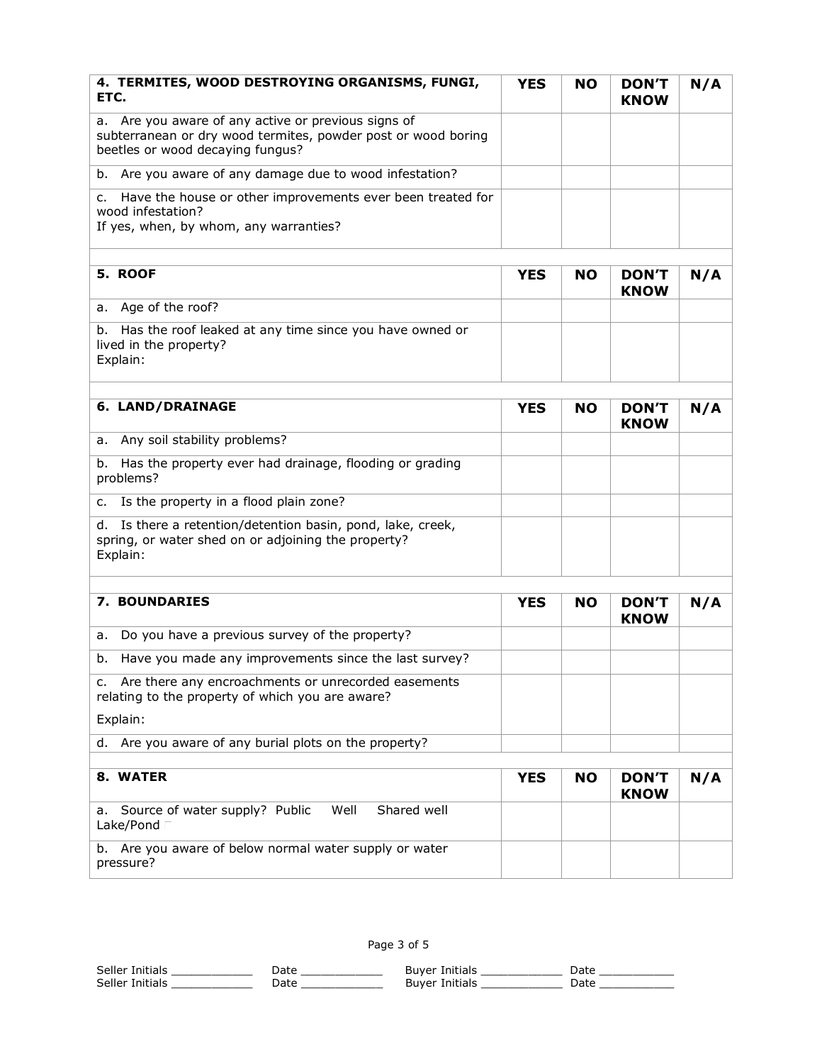| 4. TERMITES, WOOD DESTROYING ORGANISMS, FUNGI, ETC. | YES | NO | DON'T KNOW | N/A |
|---|---|---|---|---|
| a. Are you aware of any active or previous signs of subterranean or dry wood termites, powder post or wood boring beetles or wood decaying fungus? | | | | |
| b. Are you aware of any damage due to wood infestation? | | | | |
| c. Have the house or other improvements ever been treated for wood infestation?<br>If yes, when, by whom, any warranties? | | | | |

| 5. ROOF | YES | NO | DON'T KNOW | N/A |
|---|---|---|---|---|
| a. Age of the roof? | | | | |
| b. Has the roof leaked at any time since you have owned or lived in the property?<br>Explain: | | | | |

| 6. LAND/DRAINAGE | YES | NO | DON'T KNOW | N/A |
|---|---|---|---|---|
| a. Any soil stability problems? | | | | |
| b. Has the property ever had drainage, flooding or grading problems? | | | | |
| c. Is the property in a flood plain zone? | | | | |
| d. Is there a retention/detention basin, pond, lake, creek, spring, or water shed on or adjoining the property?<br>Explain: | | | | |

| 7. BOUNDARIES | YES | NO | DON'T KNOW | N/A |
|---|---|---|---|---|
| a. Do you have a previous survey of the property? | | | | |
| b. Have you made any improvements since the last survey? | | | | |
| c. Are there any encroachments or unrecorded easements relating to the property of which you are aware?<br>Explain: | | | | |
| d. Are you aware of any burial plots on the property? | | | | |

| 8. WATER | YES | NO | DON'T KNOW | N/A |
|---|---|---|---|---|
| a. Source of water supply? Public Well Shared well Lake/Pond | | | | |
| b. Are you aware of below normal water supply or water pressure? | | | | |

Seller Initials ____________ Date ____________ Buyer Initials ____________ Date ___________
Seller Initials ____________ Date ____________ Buyer Initials ____________ Date ___________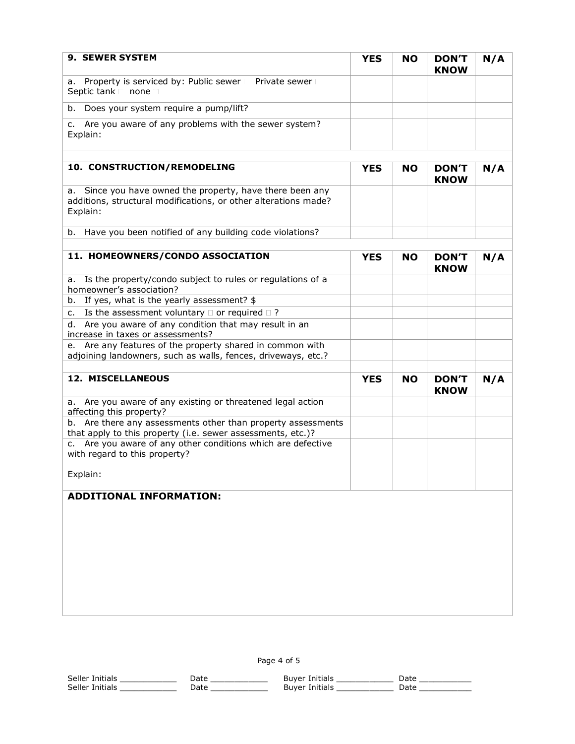| 9. SEWER SYSTEM | YES | NO | DON'T KNOW | N/A |
|---|---|---|---|---|
| a. Property is serviced by: Public sewer ☐ Private sewer ☐ Septic tank ☐ none ☐ | | | | |
| b. Does your system require a pump/lift? | | | | |
| c. Are you aware of any problems with the sewer system? Explain: | | | | |

| 10. CONSTRUCTION/REMODELING | YES | NO | DON'T KNOW | N/A |
|---|---|---|---|---|
| a. Since you have owned the property, have there been any additions, structural modifications, or other alterations made? Explain: | | | | |
| b. Have you been notified of any building code violations? | | | | |

| 11. HOMEOWNERS/CONDO ASSOCIATION | YES | NO | DON'T KNOW | N/A |
|---|---|---|---|---|
| a. Is the property/condo subject to rules or regulations of a homeowner's association? | | | | |
| b. If yes, what is the yearly assessment? $ | | | | |
| c. Is the assessment voluntary ☐ or required ☐ ? | | | | |
| d. Are you aware of any condition that may result in an increase in taxes or assessments? | | | | |
| e. Are any features of the property shared in common with adjoining landowners, such as walls, fences, driveways, etc.? | | | | |

| 12. MISCELLANEOUS | YES | NO | DON'T KNOW | N/A |
|---|---|---|---|---|
| a. Are you aware of any existing or threatened legal action affecting this property? | | | | |
| b. Are there any assessments other than property assessments that apply to this property (i.e. sewer assessments, etc.)? | | | | |
| c. Are you aware of any other conditions which are defective with regard to this property? Explain: | | | | |

**ADDITIONAL INFORMATION:**

Seller Initials ____________ Date ____________ Buyer Initials ____________ Date ___________
Seller Initials ____________ Date ____________ Buyer Initials ____________ Date ___________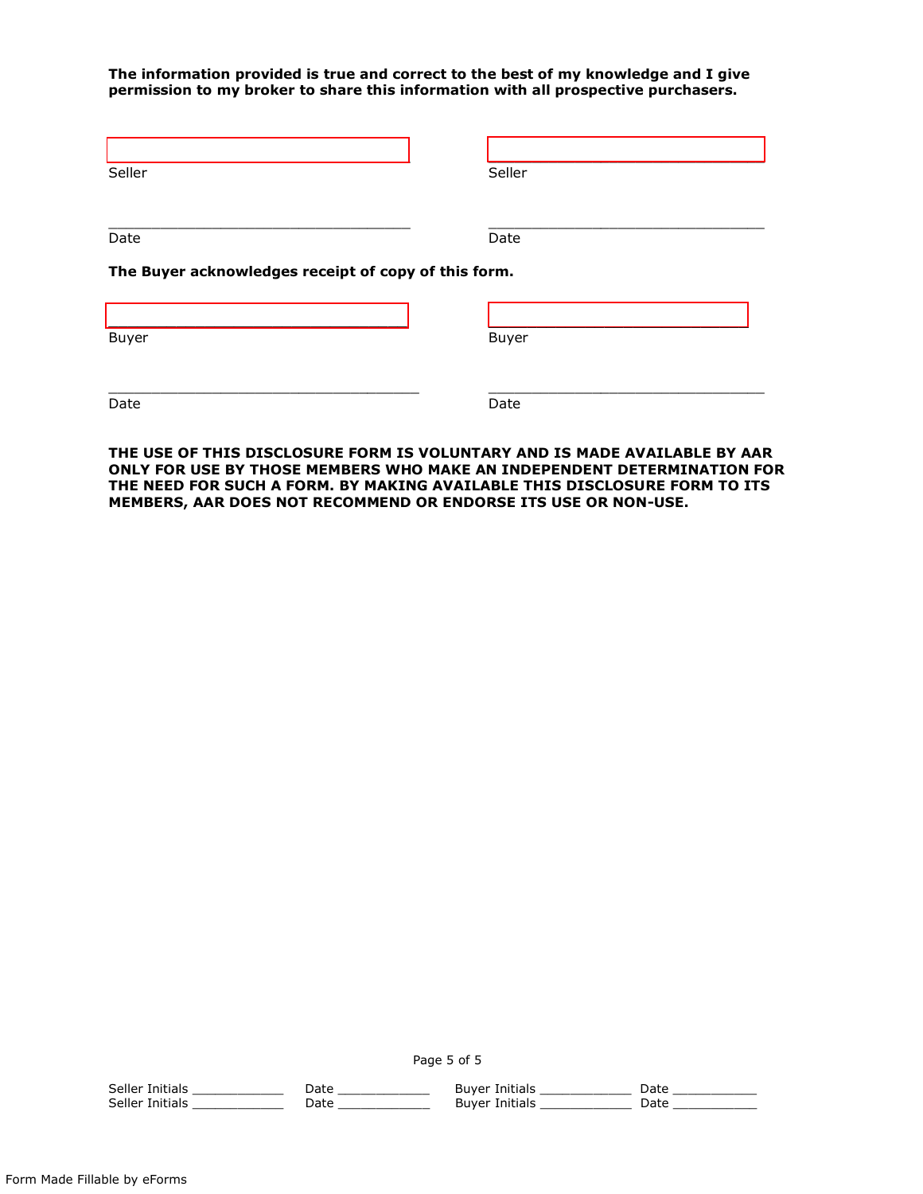**The information provided is true and correct to the best of my knowledge and I give permission to my broker to share this information with all prospective purchasers.**

| | |
|---|---|
| ______________________________ | ______________________________ |
| Seller | Seller |
| ______________________________ | ______________________________ |
| Date | Date |

**The Buyer acknowledges receipt of copy of this form.**

| | |
|---|---|
| ______________________________ | ______________________________ |
| Buyer | Buyer |
| ______________________________ | ______________________________ |
| Date | Date |

**THE USE OF THIS DISCLOSURE FORM IS VOLUNTARY AND IS MADE AVAILABLE BY AAR ONLY FOR USE BY THOSE MEMBERS WHO MAKE AN INDEPENDENT DETERMINATION FOR THE NEED FOR SUCH A FORM. BY MAKING AVAILABLE THIS DISCLOSURE FORM TO ITS MEMBERS, AAR DOES NOT RECOMMEND OR ENDORSE ITS USE OR NON-USE.**

Seller Initials ____________ Date ____________ Buyer Initials ____________ Date ___________
Seller Initials ____________ Date ____________ Buyer Initials ____________ Date ___________

Form Made Fillable by eForms